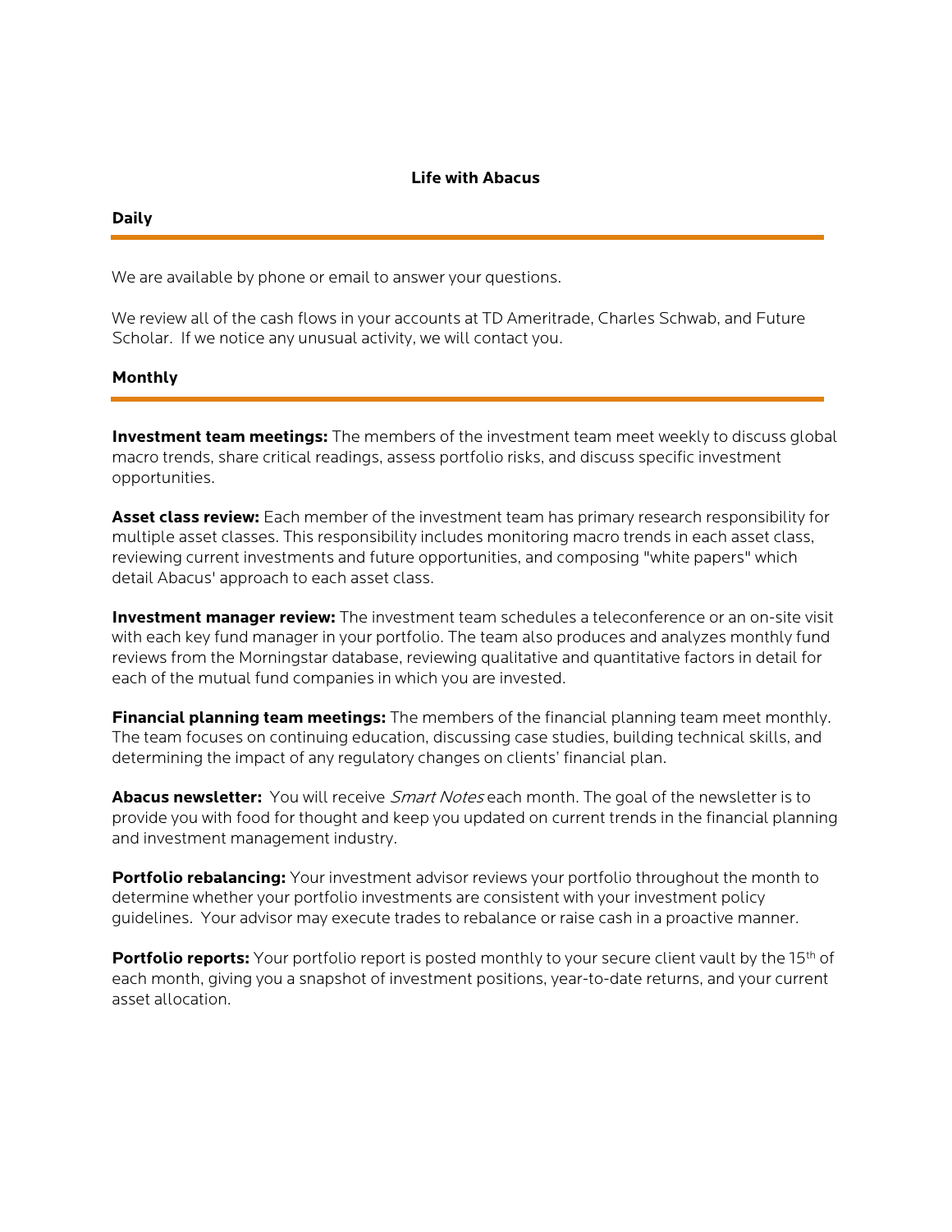# Life with Abacus

## Daily

We are available by phone or email to answer your questions.

We review all of the cash flows in your accounts at TD Ameritrade, Charles Schwab, and Future Scholar. If we notice any unusual activity, we will contact you.

## Monthly

**Investment team meetings:** The members of the investment team meet weekly to discuss global macro trends, share critical readings, assess portfolio risks, and discuss specific investment opportunities.

**Asset class review:** Each member of the investment team has primary research responsibility for multiple asset classes. This responsibility includes monitoring macro trends in each asset class, reviewing current investments and future opportunities, and composing "white papers" which detail Abacus' approach to each asset class.

**Investment manager review:** The investment team schedules a teleconference or an on-site visit with each key fund manager in your portfolio. The team also produces and analyzes monthly fund reviews from the Morningstar database, reviewing qualitative and quantitative factors in detail for each of the mutual fund companies in which you are invested.

**Financial planning team meetings:** The members of the financial planning team meet monthly. The team focuses on continuing education, discussing case studies, building technical skills, and determining the impact of any regulatory changes on clients' financial plan.

**Abacus newsletter:** You will receive *Smart Notes* each month. The goal of the newsletter is to provide you with food for thought and keep you updated on current trends in the financial planning and investment management industry.

**Portfolio rebalancing:** Your investment advisor reviews your portfolio throughout the month to determine whether your portfolio investments are consistent with your investment policy guidelines. Your advisor may execute trades to rebalance or raise cash in a proactive manner.

**Portfolio reports:** Your portfolio report is posted monthly to your secure client vault by the 15th of each month, giving you a snapshot of investment positions, year-to-date returns, and your current asset allocation.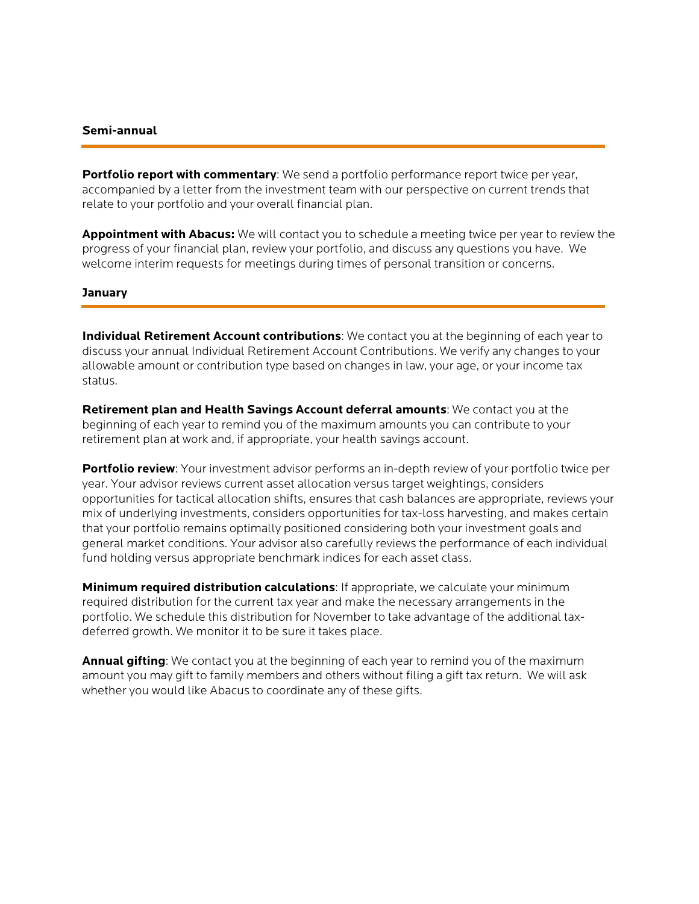## Semi-annual

**Portfolio report with commentary**: We send a portfolio performance report twice per year, accompanied by a letter from the investment team with our perspective on current trends that relate to your portfolio and your overall financial plan.

**Appointment with Abacus:** We will contact you to schedule a meeting twice per year to review the progress of your financial plan, review your portfolio, and discuss any questions you have. We welcome interim requests for meetings during times of personal transition or concerns.

## January

**Individual Retirement Account contributions**: We contact you at the beginning of each year to discuss your annual Individual Retirement Account Contributions. We verify any changes to your allowable amount or contribution type based on changes in law, your age, or your income tax status.

**Retirement plan and Health Savings Account deferral amounts**: We contact you at the beginning of each year to remind you of the maximum amounts you can contribute to your retirement plan at work and, if appropriate, your health savings account.

**Portfolio review**: Your investment advisor performs an in-depth review of your portfolio twice per year. Your advisor reviews current asset allocation versus target weightings, considers opportunities for tactical allocation shifts, ensures that cash balances are appropriate, reviews your mix of underlying investments, considers opportunities for tax-loss harvesting, and makes certain that your portfolio remains optimally positioned considering both your investment goals and general market conditions. Your advisor also carefully reviews the performance of each individual fund holding versus appropriate benchmark indices for each asset class.

**Minimum required distribution calculations**: If appropriate, we calculate your minimum required distribution for the current tax year and make the necessary arrangements in the portfolio. We schedule this distribution for November to take advantage of the additional tax-deferred growth. We monitor it to be sure it takes place.

**Annual gifting**: We contact you at the beginning of each year to remind you of the maximum amount you may gift to family members and others without filing a gift tax return. We will ask whether you would like Abacus to coordinate any of these gifts.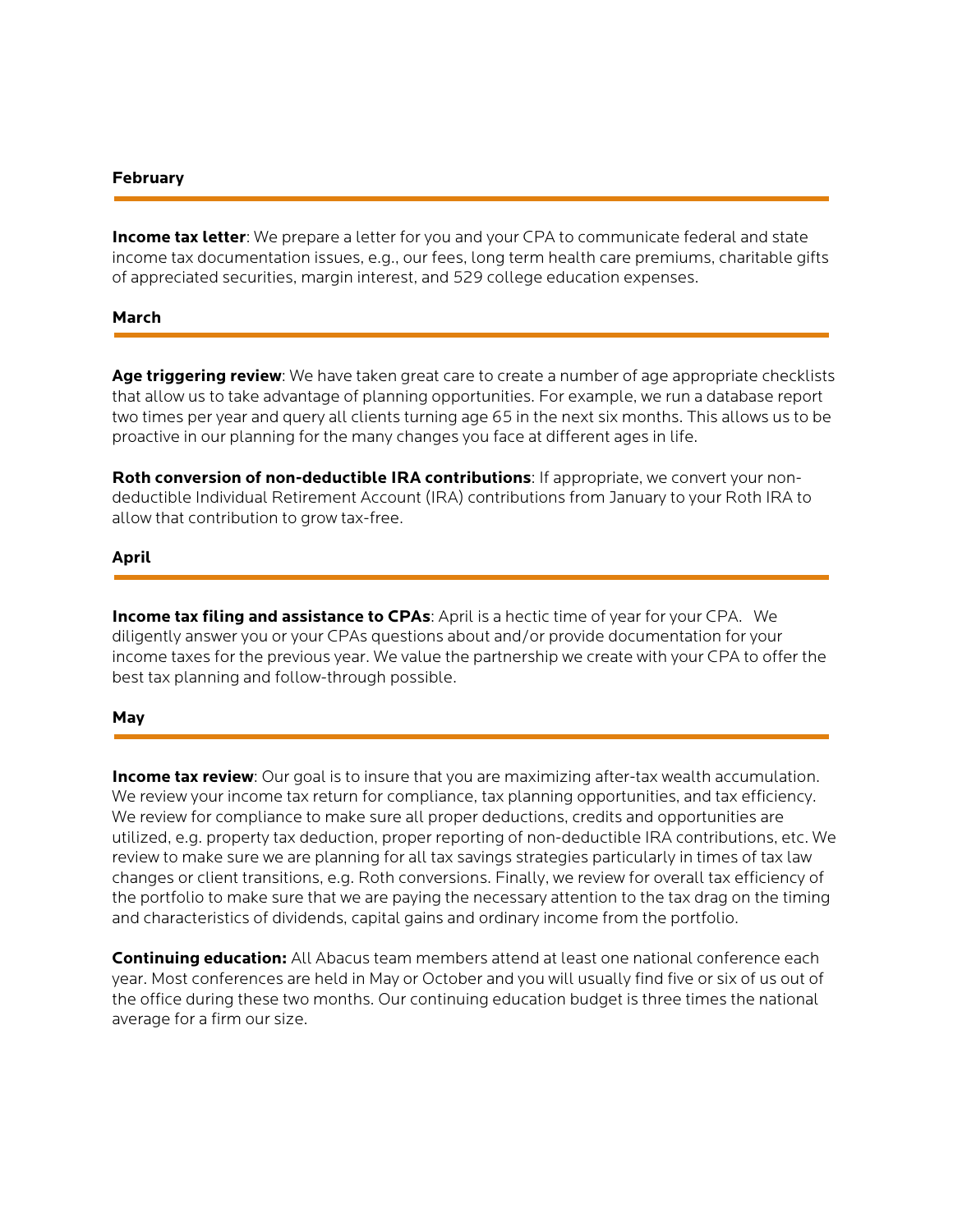## February

**Income tax letter**: We prepare a letter for you and your CPA to communicate federal and state income tax documentation issues, e.g., our fees, long term health care premiums, charitable gifts of appreciated securities, margin interest, and 529 college education expenses.

## March

**Age triggering review**: We have taken great care to create a number of age appropriate checklists that allow us to take advantage of planning opportunities. For example, we run a database report two times per year and query all clients turning age 65 in the next six months. This allows us to be proactive in our planning for the many changes you face at different ages in life.

**Roth conversion of non-deductible IRA contributions**: If appropriate, we convert your non-deductible Individual Retirement Account (IRA) contributions from January to your Roth IRA to allow that contribution to grow tax-free.

## April

**Income tax filing and assistance to CPAs**: April is a hectic time of year for your CPA. We diligently answer you or your CPAs questions about and/or provide documentation for your income taxes for the previous year. We value the partnership we create with your CPA to offer the best tax planning and follow-through possible.

## May

**Income tax review**: Our goal is to insure that you are maximizing after-tax wealth accumulation. We review your income tax return for compliance, tax planning opportunities, and tax efficiency. We review for compliance to make sure all proper deductions, credits and opportunities are utilized, e.g. property tax deduction, proper reporting of non-deductible IRA contributions, etc. We review to make sure we are planning for all tax savings strategies particularly in times of tax law changes or client transitions, e.g. Roth conversions. Finally, we review for overall tax efficiency of the portfolio to make sure that we are paying the necessary attention to the tax drag on the timing and characteristics of dividends, capital gains and ordinary income from the portfolio.

**Continuing education:** All Abacus team members attend at least one national conference each year. Most conferences are held in May or October and you will usually find five or six of us out of the office during these two months. Our continuing education budget is three times the national average for a firm our size.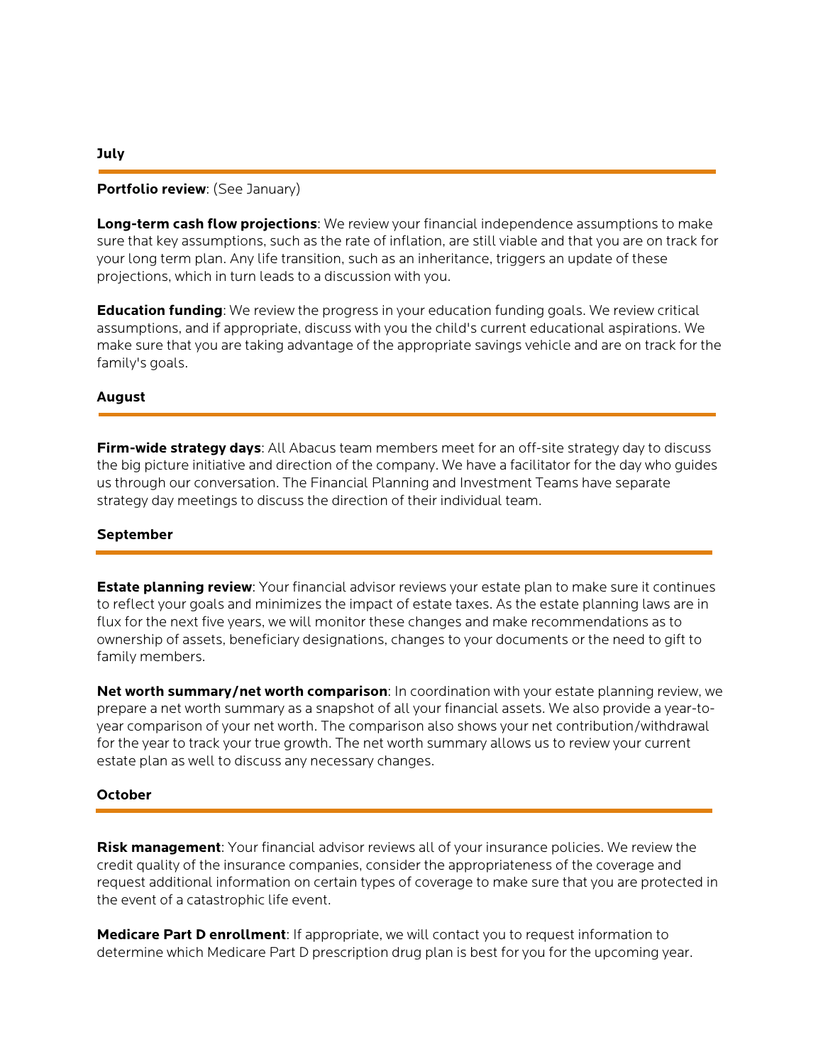## July

**Portfolio review**: (See January)

**Long-term cash flow projections**: We review your financial independence assumptions to make sure that key assumptions, such as the rate of inflation, are still viable and that you are on track for your long term plan. Any life transition, such as an inheritance, triggers an update of these projections, which in turn leads to a discussion with you.

**Education funding**: We review the progress in your education funding goals. We review critical assumptions, and if appropriate, discuss with you the child's current educational aspirations. We make sure that you are taking advantage of the appropriate savings vehicle and are on track for the family's goals.

## August

**Firm-wide strategy days**: All Abacus team members meet for an off-site strategy day to discuss the big picture initiative and direction of the company. We have a facilitator for the day who guides us through our conversation. The Financial Planning and Investment Teams have separate strategy day meetings to discuss the direction of their individual team.

## September

**Estate planning review**: Your financial advisor reviews your estate plan to make sure it continues to reflect your goals and minimizes the impact of estate taxes. As the estate planning laws are in flux for the next five years, we will monitor these changes and make recommendations as to ownership of assets, beneficiary designations, changes to your documents or the need to gift to family members.

**Net worth summary/net worth comparison**: In coordination with your estate planning review, we prepare a net worth summary as a snapshot of all your financial assets. We also provide a year-to-year comparison of your net worth. The comparison also shows your net contribution/withdrawal for the year to track your true growth. The net worth summary allows us to review your current estate plan as well to discuss any necessary changes.

## October

**Risk management**: Your financial advisor reviews all of your insurance policies. We review the credit quality of the insurance companies, consider the appropriateness of the coverage and request additional information on certain types of coverage to make sure that you are protected in the event of a catastrophic life event.

**Medicare Part D enrollment**: If appropriate, we will contact you to request information to determine which Medicare Part D prescription drug plan is best for you for the upcoming year.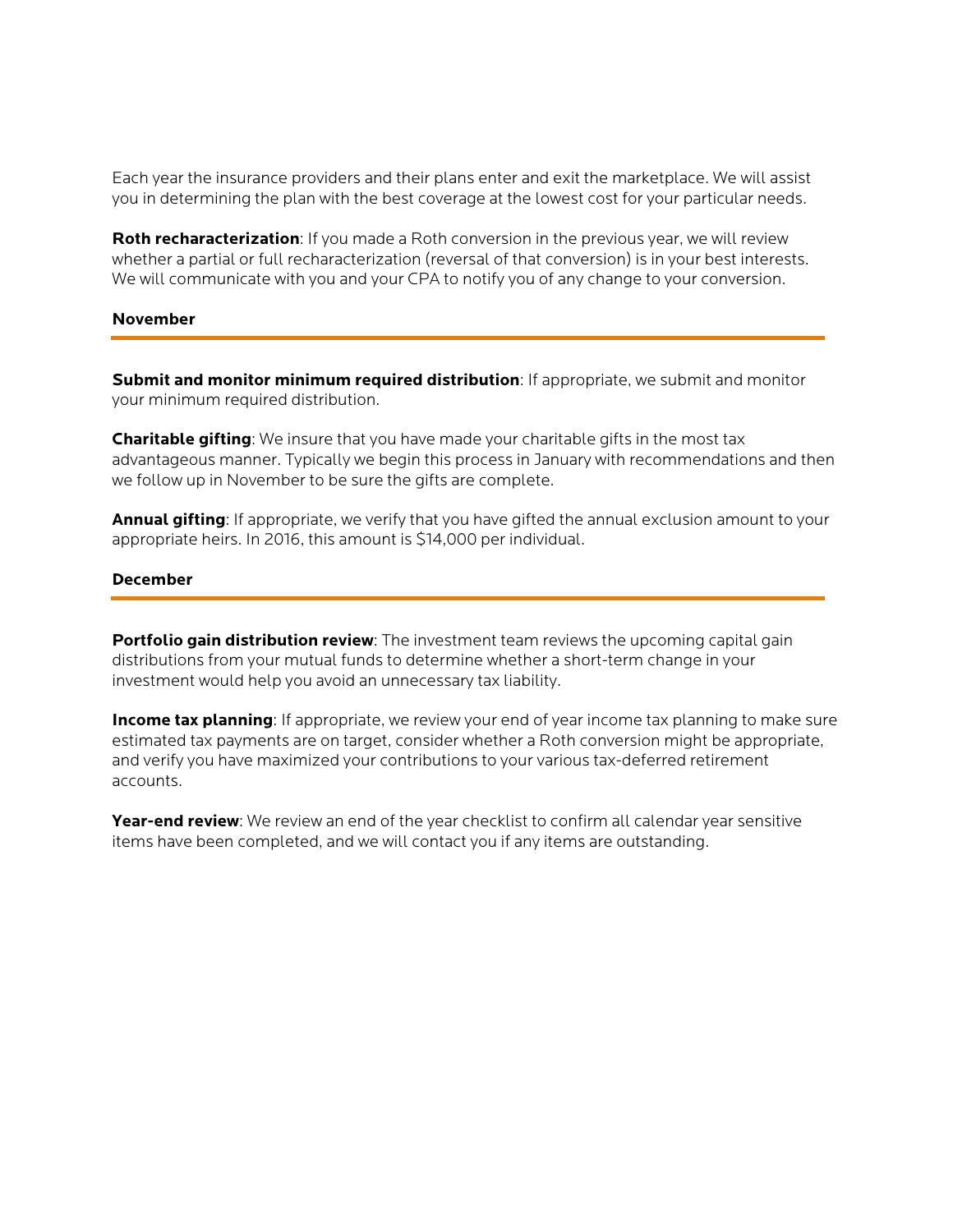Each year the insurance providers and their plans enter and exit the marketplace. We will assist you in determining the plan with the best coverage at the lowest cost for your particular needs.

**Roth recharacterization**: If you made a Roth conversion in the previous year, we will review whether a partial or full recharacterization (reversal of that conversion) is in your best interests. We will communicate with you and your CPA to notify you of any change to your conversion.

### November

**Submit and monitor minimum required distribution**: If appropriate, we submit and monitor your minimum required distribution.

**Charitable gifting**: We insure that you have made your charitable gifts in the most tax advantageous manner. Typically we begin this process in January with recommendations and then we follow up in November to be sure the gifts are complete.

**Annual gifting**: If appropriate, we verify that you have gifted the annual exclusion amount to your appropriate heirs. In 2016, this amount is $14,000 per individual.

### December

**Portfolio gain distribution review**: The investment team reviews the upcoming capital gain distributions from your mutual funds to determine whether a short-term change in your investment would help you avoid an unnecessary tax liability.

**Income tax planning**: If appropriate, we review your end of year income tax planning to make sure estimated tax payments are on target, consider whether a Roth conversion might be appropriate, and verify you have maximized your contributions to your various tax-deferred retirement accounts.

**Year-end review**: We review an end of the year checklist to confirm all calendar year sensitive items have been completed, and we will contact you if any items are outstanding.